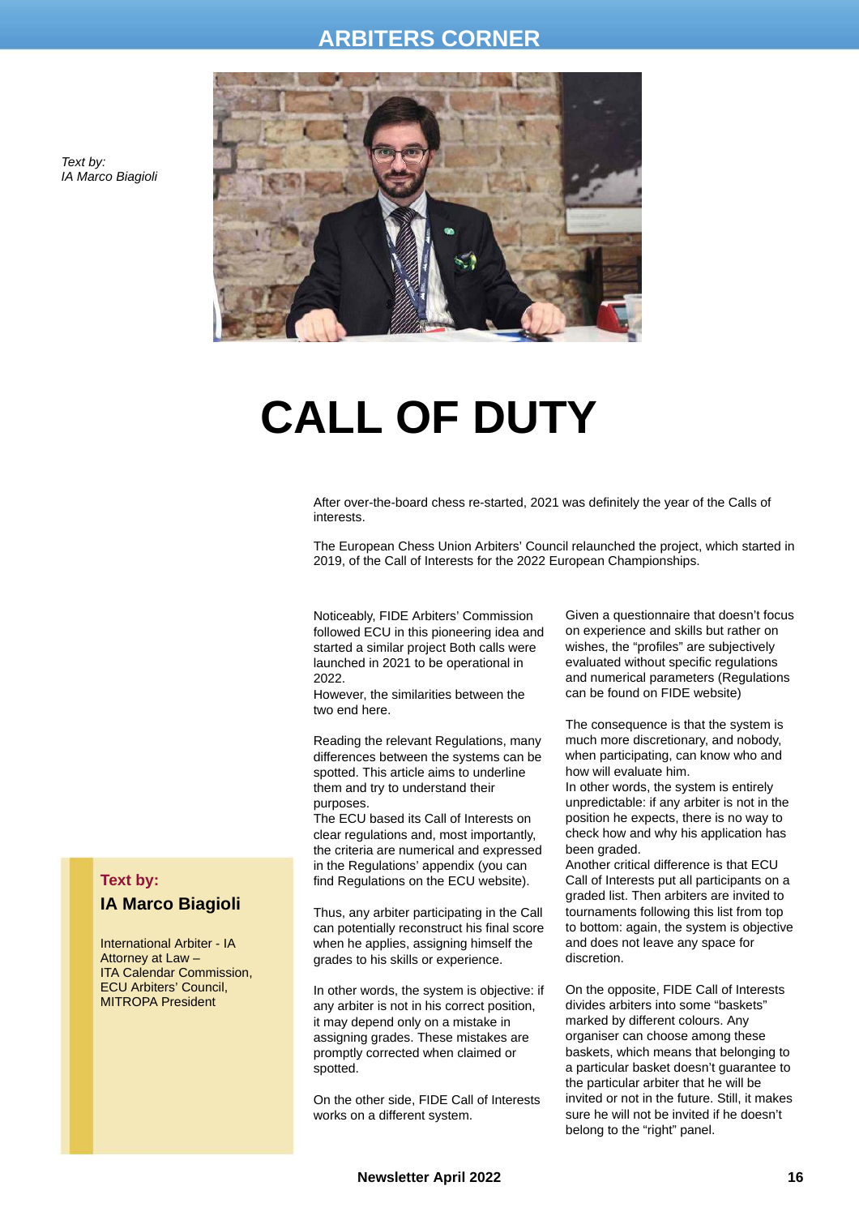ARBITERS CORNER

*Text by:*
*IA Marco Biagioli*

# CALL OF DUTY

After over-the-board chess re-started, 2021 was definitely the year of the Calls of interests.

The European Chess Union Arbiters' Council relaunched the project, which started in 2019, of the Call of Interests for the 2022 European Championships.

Noticeably, FIDE Arbiters' Commission followed ECU in this pioneering idea and started a similar project Both calls were launched in 2021 to be operational in 2022.
However, the similarities between the two end here.

Reading the relevant Regulations, many differences between the systems can be spotted. This article aims to underline them and try to understand their purposes.
The ECU based its Call of Interests on clear regulations and, most importantly, the criteria are numerical and expressed in the Regulations' appendix (you can find Regulations on the ECU website).

Thus, any arbiter participating in the Call can potentially reconstruct his final score when he applies, assigning himself the grades to his skills or experience.

In other words, the system is objective: if any arbiter is not in his correct position, it may depend only on a mistake in assigning grades. These mistakes are promptly corrected when claimed or spotted.

On the other side, FIDE Call of Interests works on a different system.

Given a questionnaire that doesn't focus on experience and skills but rather on wishes, the "profiles" are subjectively evaluated without specific regulations and numerical parameters (Regulations can be found on FIDE website)

The consequence is that the system is much more discretionary, and nobody, when participating, can know who and how will evaluate him.
In other words, the system is entirely unpredictable: if any arbiter is not in the position he expects, there is no way to check how and why his application has been graded.
Another critical difference is that ECU Call of Interests put all participants on a graded list. Then arbiters are invited to tournaments following this list from top to bottom: again, the system is objective and does not leave any space for discretion.

On the opposite, FIDE Call of Interests divides arbiters into some "baskets" marked by different colours. Any organiser can choose among these baskets, which means that belonging to a particular basket doesn't guarantee to the particular arbiter that he will be invited or not in the future. Still, it makes sure he will not be invited if he doesn't belong to the "right" panel.

**Text by:**
**IA Marco Biagioli**

International Arbiter - IA
Attorney at Law –
ITA Calendar Commission,
ECU Arbiters' Council,
MITROPA President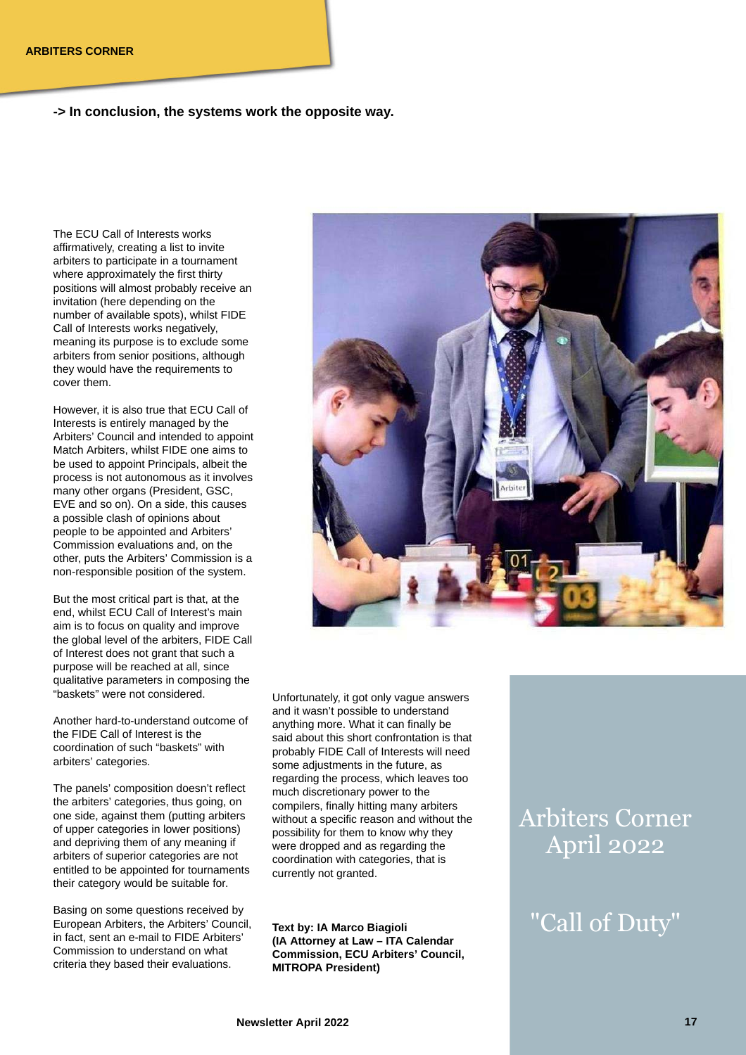**-> In conclusion, the systems work the opposite way.**

The ECU Call of Interests works affirmatively, creating a list to invite arbiters to participate in a tournament where approximately the first thirty positions will almost probably receive an invitation (here depending on the number of available spots), whilst FIDE Call of Interests works negatively, meaning its purpose is to exclude some arbiters from senior positions, although they would have the requirements to cover them.

However, it is also true that ECU Call of Interests is entirely managed by the Arbiters' Council and intended to appoint Match Arbiters, whilst FIDE one aims to be used to appoint Principals, albeit the process is not autonomous as it involves many other organs (President, GSC, EVE and so on). On a side, this causes a possible clash of opinions about people to be appointed and Arbiters' Commission evaluations and, on the other, puts the Arbiters' Commission is a non-responsible position of the system.

But the most critical part is that, at the end, whilst ECU Call of Interest's main aim is to focus on quality and improve the global level of the arbiters, FIDE Call of Interest does not grant that such a purpose will be reached at all, since qualitative parameters in composing the "baskets" were not considered.

Another hard-to-understand outcome of the FIDE Call of Interest is the coordination of such "baskets" with arbiters' categories.

The panels' composition doesn't reflect the arbiters' categories, thus going, on one side, against them (putting arbiters of upper categories in lower positions) and depriving them of any meaning if arbiters of superior categories are not entitled to be appointed for tournaments their category would be suitable for.

Basing on some questions received by European Arbiters, the Arbiters' Council, in fact, sent an e-mail to FIDE Arbiters' Commission to understand on what criteria they based their evaluations.

Unfortunately, it got only vague answers and it wasn't possible to understand anything more. What it can finally be said about this short confrontation is that probably FIDE Call of Interests will need some adjustments in the future, as regarding the process, which leaves too much discretionary power to the compilers, finally hitting many arbiters without a specific reason and without the possibility for them to know why they were dropped and as regarding the coordination with categories, that is currently not granted.

**Text by: IA Marco Biagioli**
**(IA Attorney at Law – ITA Calendar Commission, ECU Arbiters' Council, MITROPA President)**

Arbiters Corner
April 2022

"Call of Duty"